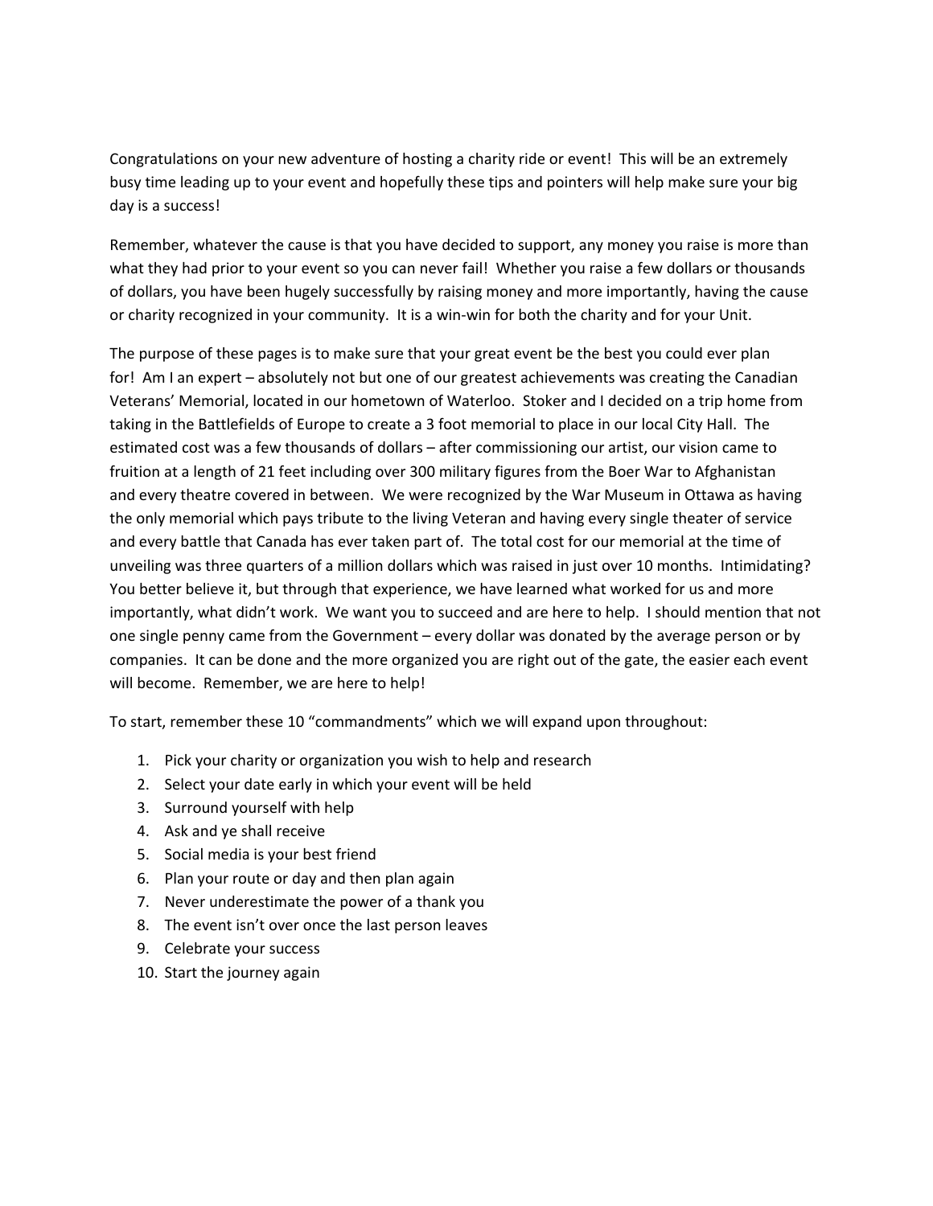Congratulations on your new adventure of hosting a charity ride or event! This will be an extremely busy time leading up to your event and hopefully these tips and pointers will help make sure your big day is a success!

Remember, whatever the cause is that you have decided to support, any money you raise is more than what they had prior to your event so you can never fail! Whether you raise a few dollars or thousands of dollars, you have been hugely successfully by raising money and more importantly, having the cause or charity recognized in your community. It is a win-win for both the charity and for your Unit.

The purpose of these pages is to make sure that your great event be the best you could ever plan for! Am I an expert – absolutely not but one of our greatest achievements was creating the Canadian Veterans' Memorial, located in our hometown of Waterloo. Stoker and I decided on a trip home from taking in the Battlefields of Europe to create a 3 foot memorial to place in our local City Hall. The estimated cost was a few thousands of dollars – after commissioning our artist, our vision came to fruition at a length of 21 feet including over 300 military figures from the Boer War to Afghanistan and every theatre covered in between. We were recognized by the War Museum in Ottawa as having the only memorial which pays tribute to the living Veteran and having every single theater of service and every battle that Canada has ever taken part of. The total cost for our memorial at the time of unveiling was three quarters of a million dollars which was raised in just over 10 months. Intimidating? You better believe it, but through that experience, we have learned what worked for us and more importantly, what didn't work. We want you to succeed and are here to help. I should mention that not one single penny came from the Government – every dollar was donated by the average person or by companies. It can be done and the more organized you are right out of the gate, the easier each event will become. Remember, we are here to help!

To start, remember these 10 "commandments" which we will expand upon throughout:

1. Pick your charity or organization you wish to help and research
2. Select your date early in which your event will be held
3. Surround yourself with help
4. Ask and ye shall receive
5. Social media is your best friend
6. Plan your route or day and then plan again
7. Never underestimate the power of a thank you
8. The event isn't over once the last person leaves
9. Celebrate your success
10. Start the journey again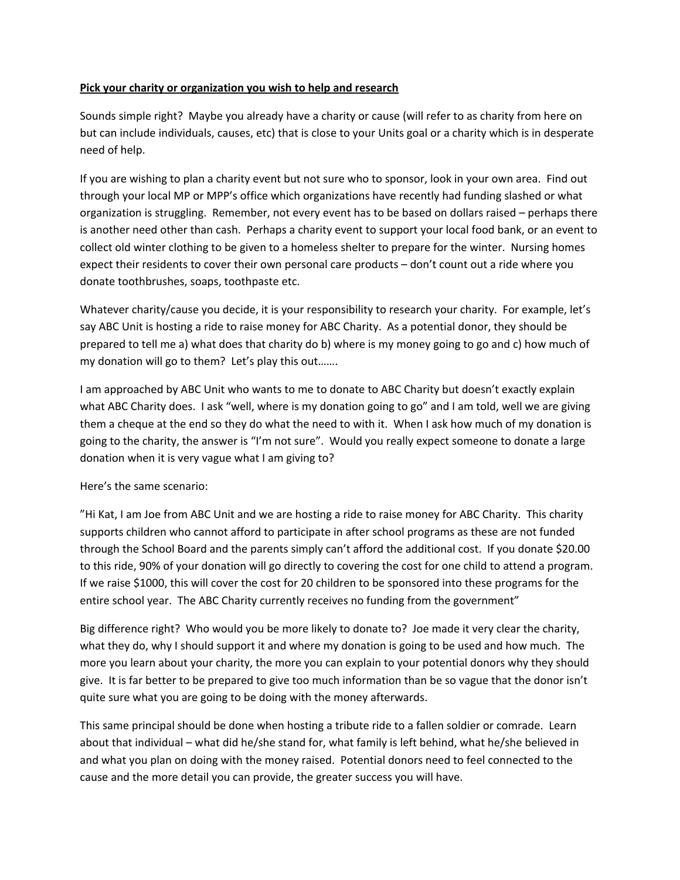**Pick your charity or organization you wish to help and research**

Sounds simple right? Maybe you already have a charity or cause (will refer to as charity from here on but can include individuals, causes, etc) that is close to your Units goal or a charity which is in desperate need of help.

If you are wishing to plan a charity event but not sure who to sponsor, look in your own area. Find out through your local MP or MPP's office which organizations have recently had funding slashed or what organization is struggling. Remember, not every event has to be based on dollars raised – perhaps there is another need other than cash. Perhaps a charity event to support your local food bank, or an event to collect old winter clothing to be given to a homeless shelter to prepare for the winter. Nursing homes expect their residents to cover their own personal care products – don't count out a ride where you donate toothbrushes, soaps, toothpaste etc.

Whatever charity/cause you decide, it is your responsibility to research your charity. For example, let's say ABC Unit is hosting a ride to raise money for ABC Charity. As a potential donor, they should be prepared to tell me a) what does that charity do b) where is my money going to go and c) how much of my donation will go to them? Let's play this out…….

I am approached by ABC Unit who wants to me to donate to ABC Charity but doesn't exactly explain what ABC Charity does. I ask "well, where is my donation going to go" and I am told, well we are giving them a cheque at the end so they do what the need to with it. When I ask how much of my donation is going to the charity, the answer is "I'm not sure". Would you really expect someone to donate a large donation when it is very vague what I am giving to?

Here's the same scenario:

"Hi Kat, I am Joe from ABC Unit and we are hosting a ride to raise money for ABC Charity. This charity supports children who cannot afford to participate in after school programs as these are not funded through the School Board and the parents simply can't afford the additional cost. If you donate $20.00 to this ride, 90% of your donation will go directly to covering the cost for one child to attend a program. If we raise $1000, this will cover the cost for 20 children to be sponsored into these programs for the entire school year. The ABC Charity currently receives no funding from the government"

Big difference right? Who would you be more likely to donate to? Joe made it very clear the charity, what they do, why I should support it and where my donation is going to be used and how much. The more you learn about your charity, the more you can explain to your potential donors why they should give. It is far better to be prepared to give too much information than be so vague that the donor isn't quite sure what you are going to be doing with the money afterwards.

This same principal should be done when hosting a tribute ride to a fallen soldier or comrade. Learn about that individual – what did he/she stand for, what family is left behind, what he/she believed in and what you plan on doing with the money raised. Potential donors need to feel connected to the cause and the more detail you can provide, the greater success you will have.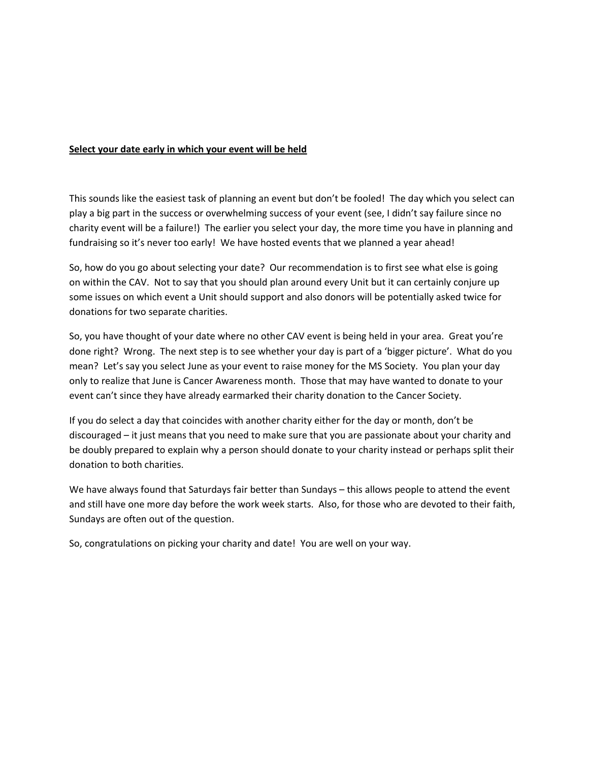**Select your date early in which your event will be held**

This sounds like the easiest task of planning an event but don't be fooled! The day which you select can play a big part in the success or overwhelming success of your event (see, I didn't say failure since no charity event will be a failure!) The earlier you select your day, the more time you have in planning and fundraising so it's never too early! We have hosted events that we planned a year ahead!

So, how do you go about selecting your date? Our recommendation is to first see what else is going on within the CAV. Not to say that you should plan around every Unit but it can certainly conjure up some issues on which event a Unit should support and also donors will be potentially asked twice for donations for two separate charities.

So, you have thought of your date where no other CAV event is being held in your area. Great you're done right? Wrong. The next step is to see whether your day is part of a 'bigger picture'. What do you mean? Let's say you select June as your event to raise money for the MS Society. You plan your day only to realize that June is Cancer Awareness month. Those that may have wanted to donate to your event can't since they have already earmarked their charity donation to the Cancer Society.

If you do select a day that coincides with another charity either for the day or month, don't be discouraged – it just means that you need to make sure that you are passionate about your charity and be doubly prepared to explain why a person should donate to your charity instead or perhaps split their donation to both charities.

We have always found that Saturdays fair better than Sundays – this allows people to attend the event and still have one more day before the work week starts. Also, for those who are devoted to their faith, Sundays are often out of the question.

So, congratulations on picking your charity and date! You are well on your way.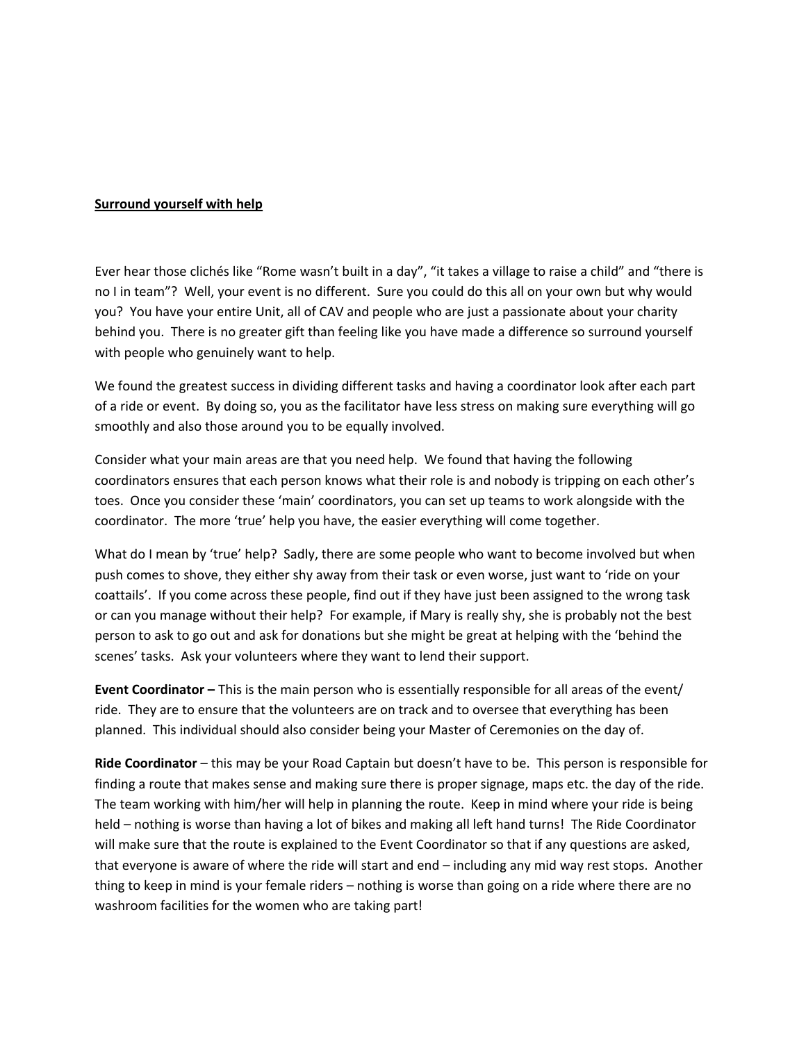**<u>Surround yourself with help</u>**

Ever hear those clichés like "Rome wasn't built in a day", "it takes a village to raise a child" and "there is no I in team"? Well, your event is no different. Sure you could do this all on your own but why would you? You have your entire Unit, all of CAV and people who are just a passionate about your charity behind you. There is no greater gift than feeling like you have made a difference so surround yourself with people who genuinely want to help.

We found the greatest success in dividing different tasks and having a coordinator look after each part of a ride or event. By doing so, you as the facilitator have less stress on making sure everything will go smoothly and also those around you to be equally involved.

Consider what your main areas are that you need help. We found that having the following coordinators ensures that each person knows what their role is and nobody is tripping on each other's toes. Once you consider these 'main' coordinators, you can set up teams to work alongside with the coordinator. The more 'true' help you have, the easier everything will come together.

What do I mean by 'true' help? Sadly, there are some people who want to become involved but when push comes to shove, they either shy away from their task or even worse, just want to 'ride on your coattails'. If you come across these people, find out if they have just been assigned to the wrong task or can you manage without their help? For example, if Mary is really shy, she is probably not the best person to ask to go out and ask for donations but she might be great at helping with the 'behind the scenes' tasks. Ask your volunteers where they want to lend their support.

**Event Coordinator –** This is the main person who is essentially responsible for all areas of the event/ ride. They are to ensure that the volunteers are on track and to oversee that everything has been planned. This individual should also consider being your Master of Ceremonies on the day of.

**Ride Coordinator** – this may be your Road Captain but doesn't have to be. This person is responsible for finding a route that makes sense and making sure there is proper signage, maps etc. the day of the ride. The team working with him/her will help in planning the route. Keep in mind where your ride is being held – nothing is worse than having a lot of bikes and making all left hand turns! The Ride Coordinator will make sure that the route is explained to the Event Coordinator so that if any questions are asked, that everyone is aware of where the ride will start and end – including any mid way rest stops. Another thing to keep in mind is your female riders – nothing is worse than going on a ride where there are no washroom facilities for the women who are taking part!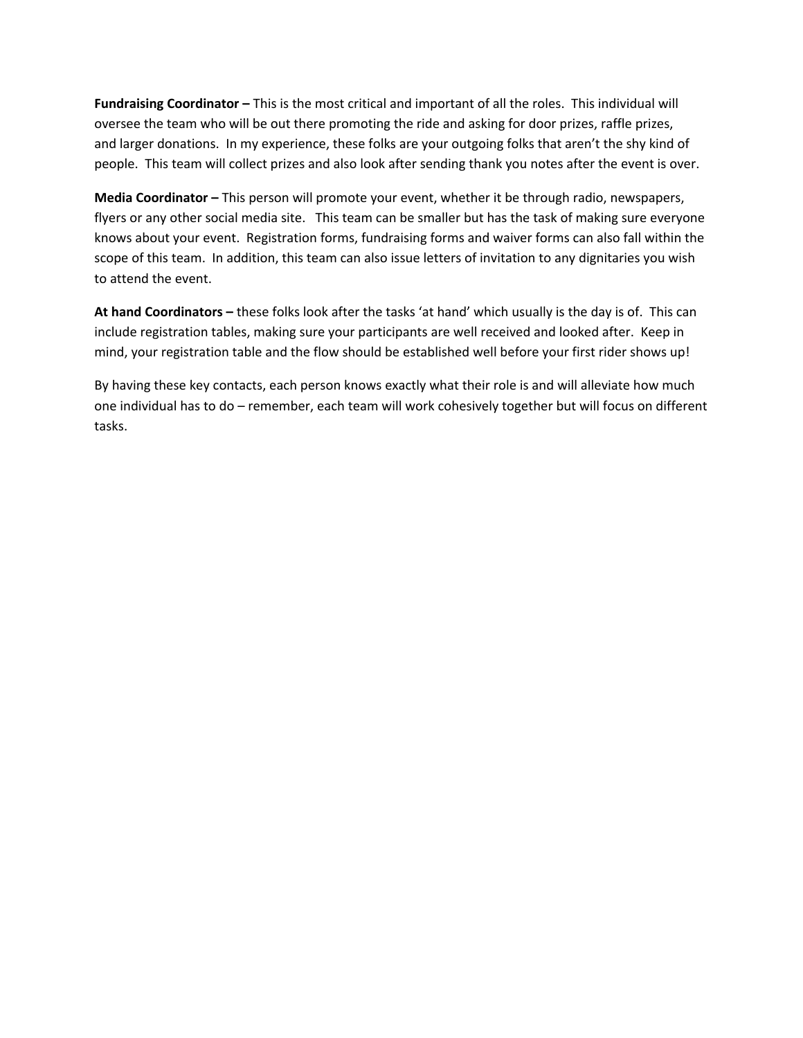**Fundraising Coordinator –** This is the most critical and important of all the roles. This individual will oversee the team who will be out there promoting the ride and asking for door prizes, raffle prizes, and larger donations. In my experience, these folks are your outgoing folks that aren't the shy kind of people. This team will collect prizes and also look after sending thank you notes after the event is over.

**Media Coordinator –** This person will promote your event, whether it be through radio, newspapers, flyers or any other social media site. This team can be smaller but has the task of making sure everyone knows about your event. Registration forms, fundraising forms and waiver forms can also fall within the scope of this team. In addition, this team can also issue letters of invitation to any dignitaries you wish to attend the event.

**At hand Coordinators –** these folks look after the tasks 'at hand' which usually is the day is of. This can include registration tables, making sure your participants are well received and looked after. Keep in mind, your registration table and the flow should be established well before your first rider shows up!

By having these key contacts, each person knows exactly what their role is and will alleviate how much one individual has to do – remember, each team will work cohesively together but will focus on different tasks.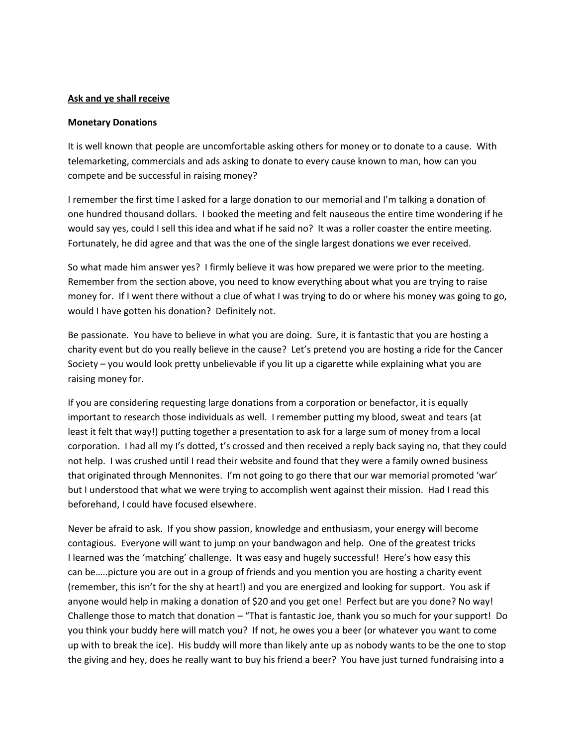**<u>Ask and ye shall receive</u>**

**Monetary Donations**

It is well known that people are uncomfortable asking others for money or to donate to a cause. With telemarketing, commercials and ads asking to donate to every cause known to man, how can you compete and be successful in raising money?

I remember the first time I asked for a large donation to our memorial and I'm talking a donation of one hundred thousand dollars. I booked the meeting and felt nauseous the entire time wondering if he would say yes, could I sell this idea and what if he said no? It was a roller coaster the entire meeting. Fortunately, he did agree and that was the one of the single largest donations we ever received.

So what made him answer yes? I firmly believe it was how prepared we were prior to the meeting. Remember from the section above, you need to know everything about what you are trying to raise money for. If I went there without a clue of what I was trying to do or where his money was going to go, would I have gotten his donation? Definitely not.

Be passionate. You have to believe in what you are doing. Sure, it is fantastic that you are hosting a charity event but do you really believe in the cause? Let's pretend you are hosting a ride for the Cancer Society – you would look pretty unbelievable if you lit up a cigarette while explaining what you are raising money for.

If you are considering requesting large donations from a corporation or benefactor, it is equally important to research those individuals as well. I remember putting my blood, sweat and tears (at least it felt that way!) putting together a presentation to ask for a large sum of money from a local corporation. I had all my I's dotted, t's crossed and then received a reply back saying no, that they could not help. I was crushed until I read their website and found that they were a family owned business that originated through Mennonites. I'm not going to go there that our war memorial promoted 'war' but I understood that what we were trying to accomplish went against their mission. Had I read this beforehand, I could have focused elsewhere.

Never be afraid to ask. If you show passion, knowledge and enthusiasm, your energy will become contagious. Everyone will want to jump on your bandwagon and help. One of the greatest tricks I learned was the 'matching' challenge. It was easy and hugely successful! Here's how easy this can be…..picture you are out in a group of friends and you mention you are hosting a charity event (remember, this isn't for the shy at heart!) and you are energized and looking for support. You ask if anyone would help in making a donation of $20 and you get one! Perfect but are you done? No way! Challenge those to match that donation – "That is fantastic Joe, thank you so much for your support! Do you think your buddy here will match you? If not, he owes you a beer (or whatever you want to come up with to break the ice). His buddy will more than likely ante up as nobody wants to be the one to stop the giving and hey, does he really want to buy his friend a beer? You have just turned fundraising into a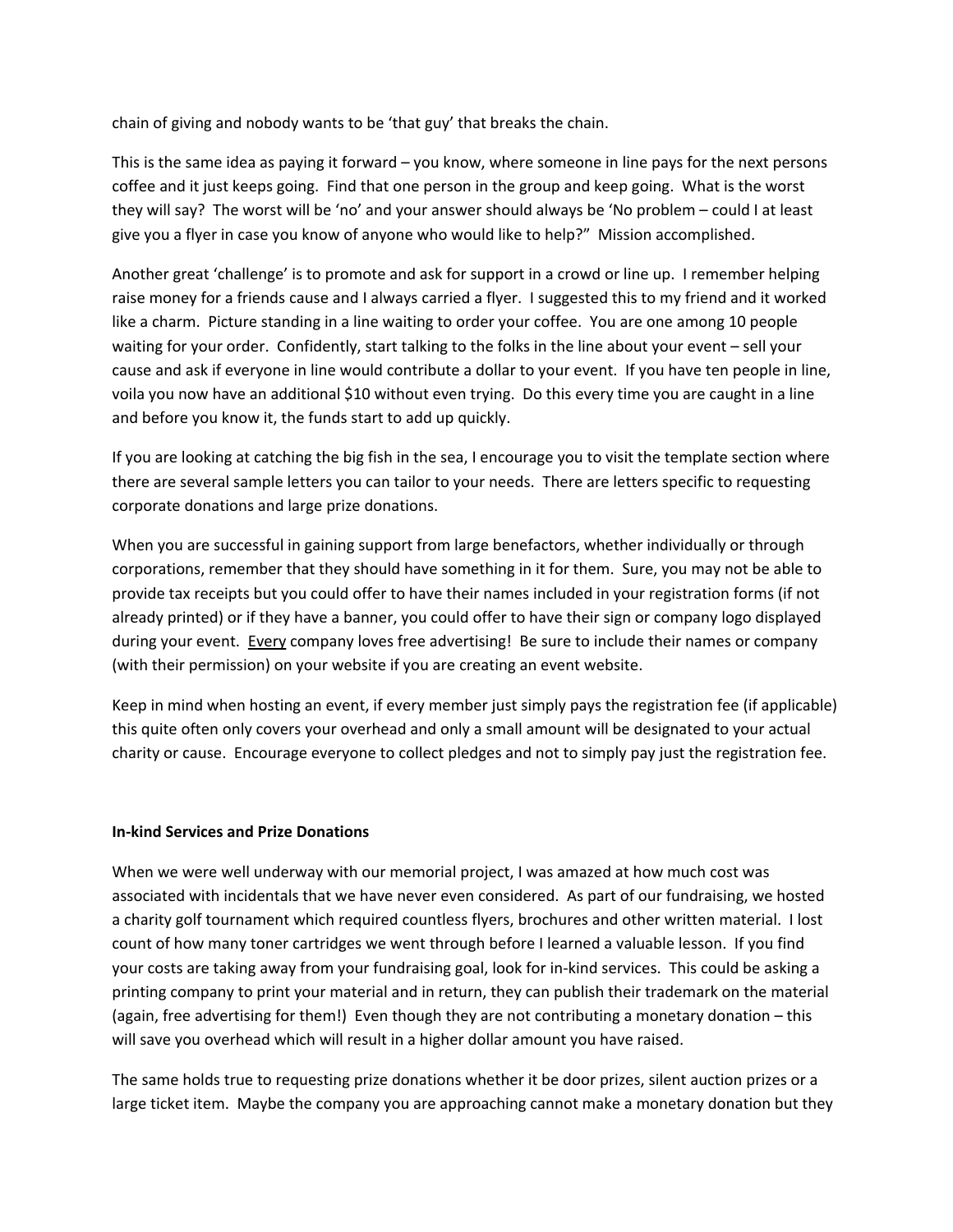chain of giving and nobody wants to be 'that guy' that breaks the chain.

This is the same idea as paying it forward – you know, where someone in line pays for the next persons coffee and it just keeps going. Find that one person in the group and keep going. What is the worst they will say? The worst will be 'no' and your answer should always be 'No problem – could I at least give you a flyer in case you know of anyone who would like to help?" Mission accomplished.

Another great 'challenge' is to promote and ask for support in a crowd or line up. I remember helping raise money for a friends cause and I always carried a flyer. I suggested this to my friend and it worked like a charm. Picture standing in a line waiting to order your coffee. You are one among 10 people waiting for your order. Confidently, start talking to the folks in the line about your event – sell your cause and ask if everyone in line would contribute a dollar to your event. If you have ten people in line, voila you now have an additional $10 without even trying. Do this every time you are caught in a line and before you know it, the funds start to add up quickly.

If you are looking at catching the big fish in the sea, I encourage you to visit the template section where there are several sample letters you can tailor to your needs. There are letters specific to requesting corporate donations and large prize donations.

When you are successful in gaining support from large benefactors, whether individually or through corporations, remember that they should have something in it for them. Sure, you may not be able to provide tax receipts but you could offer to have their names included in your registration forms (if not already printed) or if they have a banner, you could offer to have their sign or company logo displayed during your event. <u>Every</u> company loves free advertising! Be sure to include their names or company (with their permission) on your website if you are creating an event website.

Keep in mind when hosting an event, if every member just simply pays the registration fee (if applicable) this quite often only covers your overhead and only a small amount will be designated to your actual charity or cause. Encourage everyone to collect pledges and not to simply pay just the registration fee.

**In-kind Services and Prize Donations**

When we were well underway with our memorial project, I was amazed at how much cost was associated with incidentals that we have never even considered. As part of our fundraising, we hosted a charity golf tournament which required countless flyers, brochures and other written material. I lost count of how many toner cartridges we went through before I learned a valuable lesson. If you find your costs are taking away from your fundraising goal, look for in-kind services. This could be asking a printing company to print your material and in return, they can publish their trademark on the material (again, free advertising for them!) Even though they are not contributing a monetary donation – this will save you overhead which will result in a higher dollar amount you have raised.

The same holds true to requesting prize donations whether it be door prizes, silent auction prizes or a large ticket item. Maybe the company you are approaching cannot make a monetary donation but they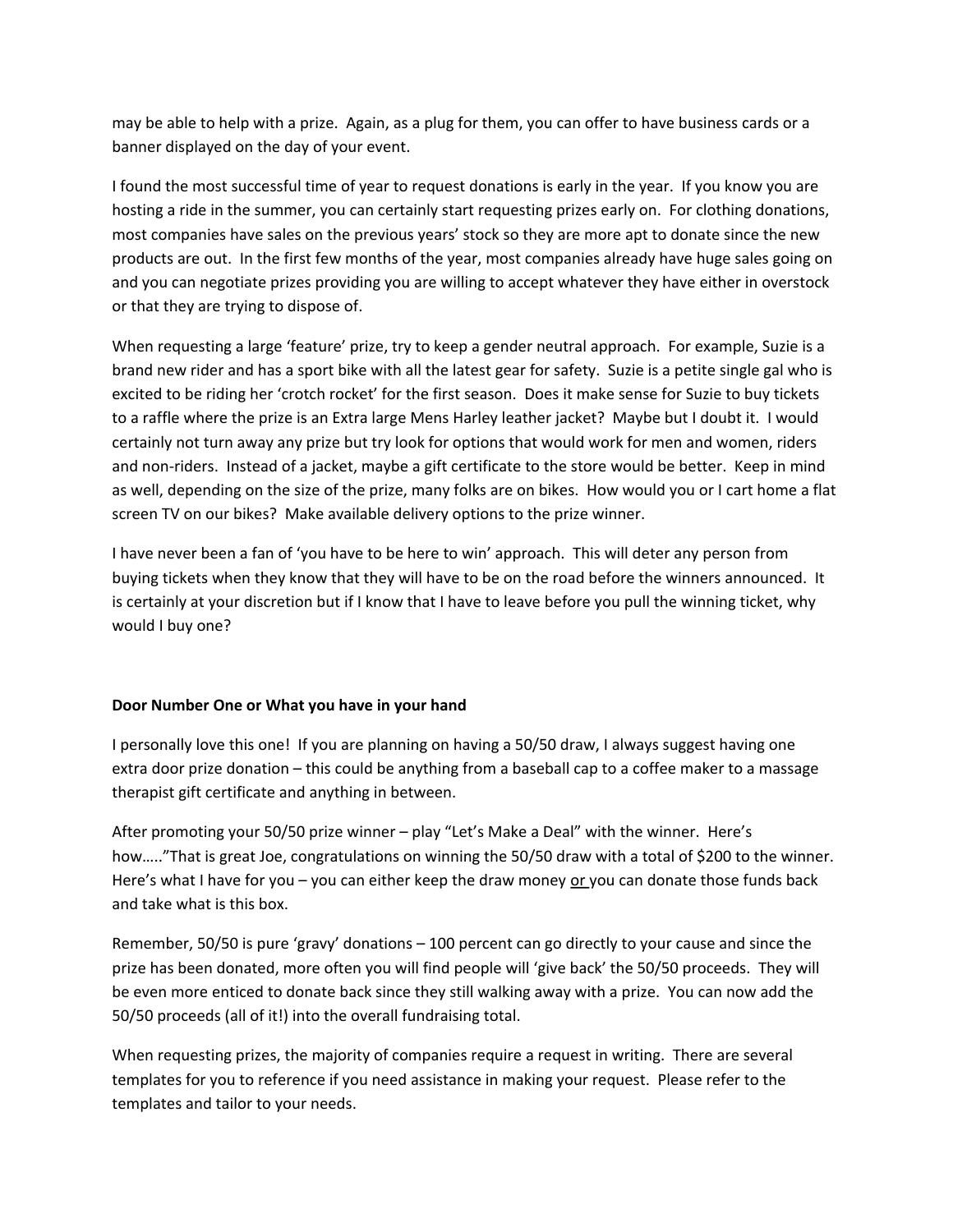may be able to help with a prize. Again, as a plug for them, you can offer to have business cards or a banner displayed on the day of your event.

I found the most successful time of year to request donations is early in the year. If you know you are hosting a ride in the summer, you can certainly start requesting prizes early on. For clothing donations, most companies have sales on the previous years' stock so they are more apt to donate since the new products are out. In the first few months of the year, most companies already have huge sales going on and you can negotiate prizes providing you are willing to accept whatever they have either in overstock or that they are trying to dispose of.

When requesting a large 'feature' prize, try to keep a gender neutral approach. For example, Suzie is a brand new rider and has a sport bike with all the latest gear for safety. Suzie is a petite single gal who is excited to be riding her 'crotch rocket' for the first season. Does it make sense for Suzie to buy tickets to a raffle where the prize is an Extra large Mens Harley leather jacket? Maybe but I doubt it. I would certainly not turn away any prize but try look for options that would work for men and women, riders and non-riders. Instead of a jacket, maybe a gift certificate to the store would be better. Keep in mind as well, depending on the size of the prize, many folks are on bikes. How would you or I cart home a flat screen TV on our bikes? Make available delivery options to the prize winner.

I have never been a fan of 'you have to be here to win' approach. This will deter any person from buying tickets when they know that they will have to be on the road before the winners announced. It is certainly at your discretion but if I know that I have to leave before you pull the winning ticket, why would I buy one?

**Door Number One or What you have in your hand**

I personally love this one! If you are planning on having a 50/50 draw, I always suggest having one extra door prize donation – this could be anything from a baseball cap to a coffee maker to a massage therapist gift certificate and anything in between.

After promoting your 50/50 prize winner – play "Let's Make a Deal" with the winner. Here's how….."That is great Joe, congratulations on winning the 50/50 draw with a total of $200 to the winner. Here's what I have for you – you can either keep the draw money <u>or</u> you can donate those funds back and take what is this box.

Remember, 50/50 is pure 'gravy' donations – 100 percent can go directly to your cause and since the prize has been donated, more often you will find people will 'give back' the 50/50 proceeds. They will be even more enticed to donate back since they still walking away with a prize. You can now add the 50/50 proceeds (all of it!) into the overall fundraising total.

When requesting prizes, the majority of companies require a request in writing. There are several templates for you to reference if you need assistance in making your request. Please refer to the templates and tailor to your needs.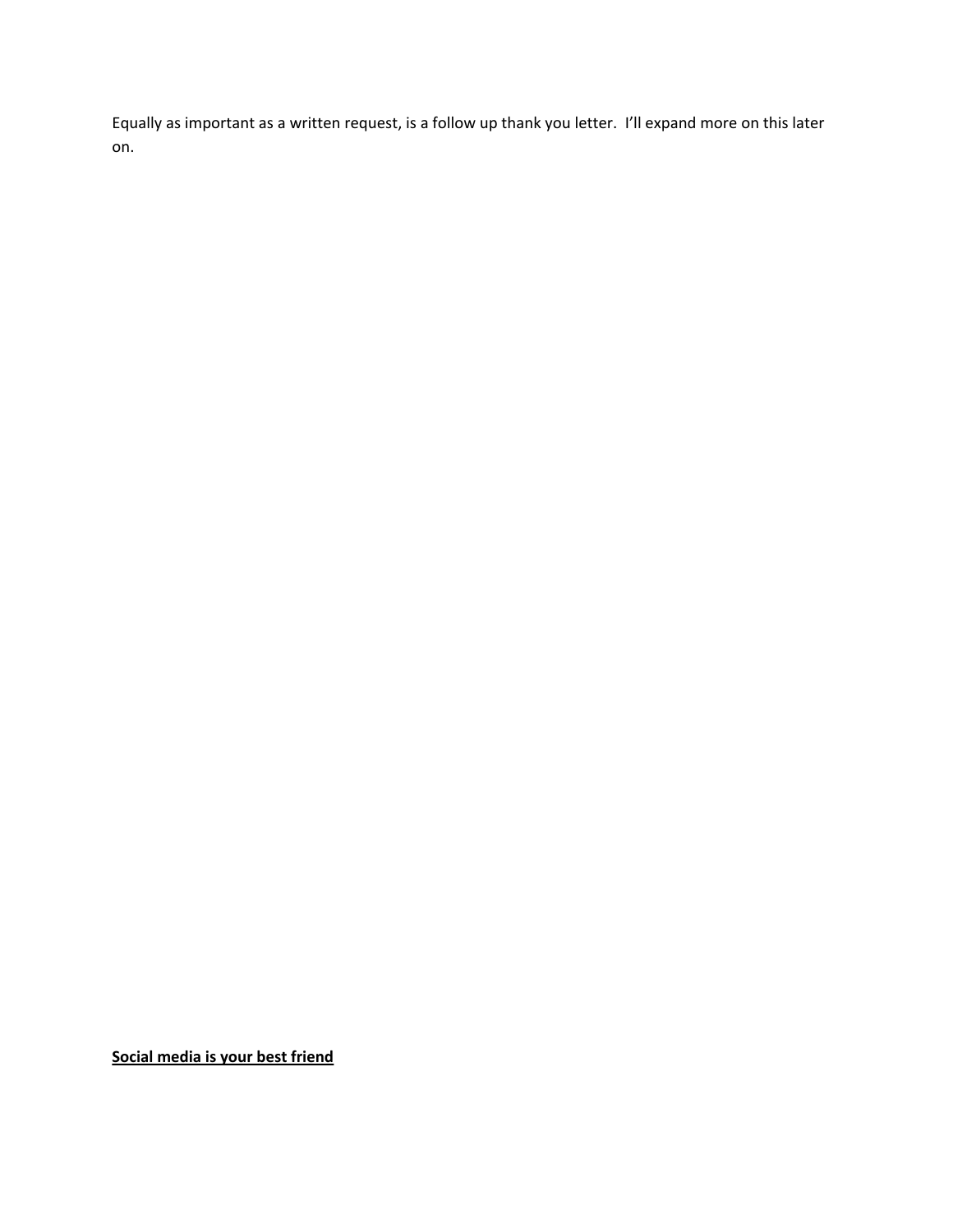Equally as important as a written request, is a follow up thank you letter.  I'll expand more on this later on.

**Social media is your best friend**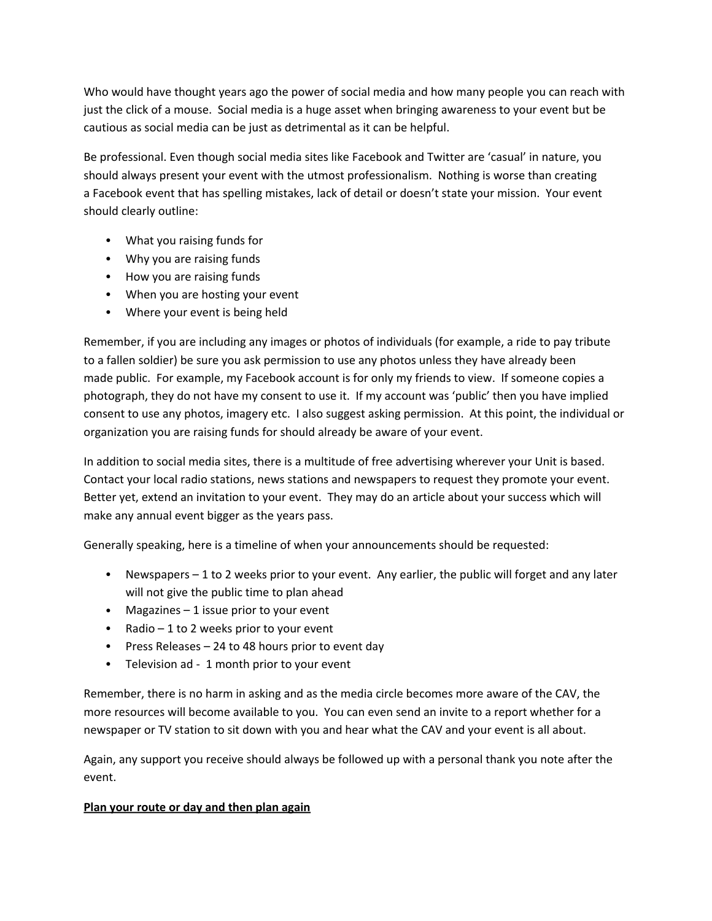Who would have thought years ago the power of social media and how many people you can reach with just the click of a mouse. Social media is a huge asset when bringing awareness to your event but be cautious as social media can be just as detrimental as it can be helpful.

Be professional. Even though social media sites like Facebook and Twitter are 'casual' in nature, you should always present your event with the utmost professionalism. Nothing is worse than creating a Facebook event that has spelling mistakes, lack of detail or doesn't state your mission. Your event should clearly outline:

- What you raising funds for
- Why you are raising funds
- How you are raising funds
- When you are hosting your event
- Where your event is being held

Remember, if you are including any images or photos of individuals (for example, a ride to pay tribute to a fallen soldier) be sure you ask permission to use any photos unless they have already been made public. For example, my Facebook account is for only my friends to view. If someone copies a photograph, they do not have my consent to use it. If my account was 'public' then you have implied consent to use any photos, imagery etc. I also suggest asking permission. At this point, the individual or organization you are raising funds for should already be aware of your event.

In addition to social media sites, there is a multitude of free advertising wherever your Unit is based. Contact your local radio stations, news stations and newspapers to request they promote your event. Better yet, extend an invitation to your event. They may do an article about your success which will make any annual event bigger as the years pass.

Generally speaking, here is a timeline of when your announcements should be requested:

- Newspapers – 1 to 2 weeks prior to your event. Any earlier, the public will forget and any later will not give the public time to plan ahead
- Magazines – 1 issue prior to your event
- Radio – 1 to 2 weeks prior to your event
- Press Releases – 24 to 48 hours prior to event day
- Television ad - 1 month prior to your event

Remember, there is no harm in asking and as the media circle becomes more aware of the CAV, the more resources will become available to you. You can even send an invite to a report whether for a newspaper or TV station to sit down with you and hear what the CAV and your event is all about.

Again, any support you receive should always be followed up with a personal thank you note after the event.

**<u>Plan your route or day and then plan again</u>**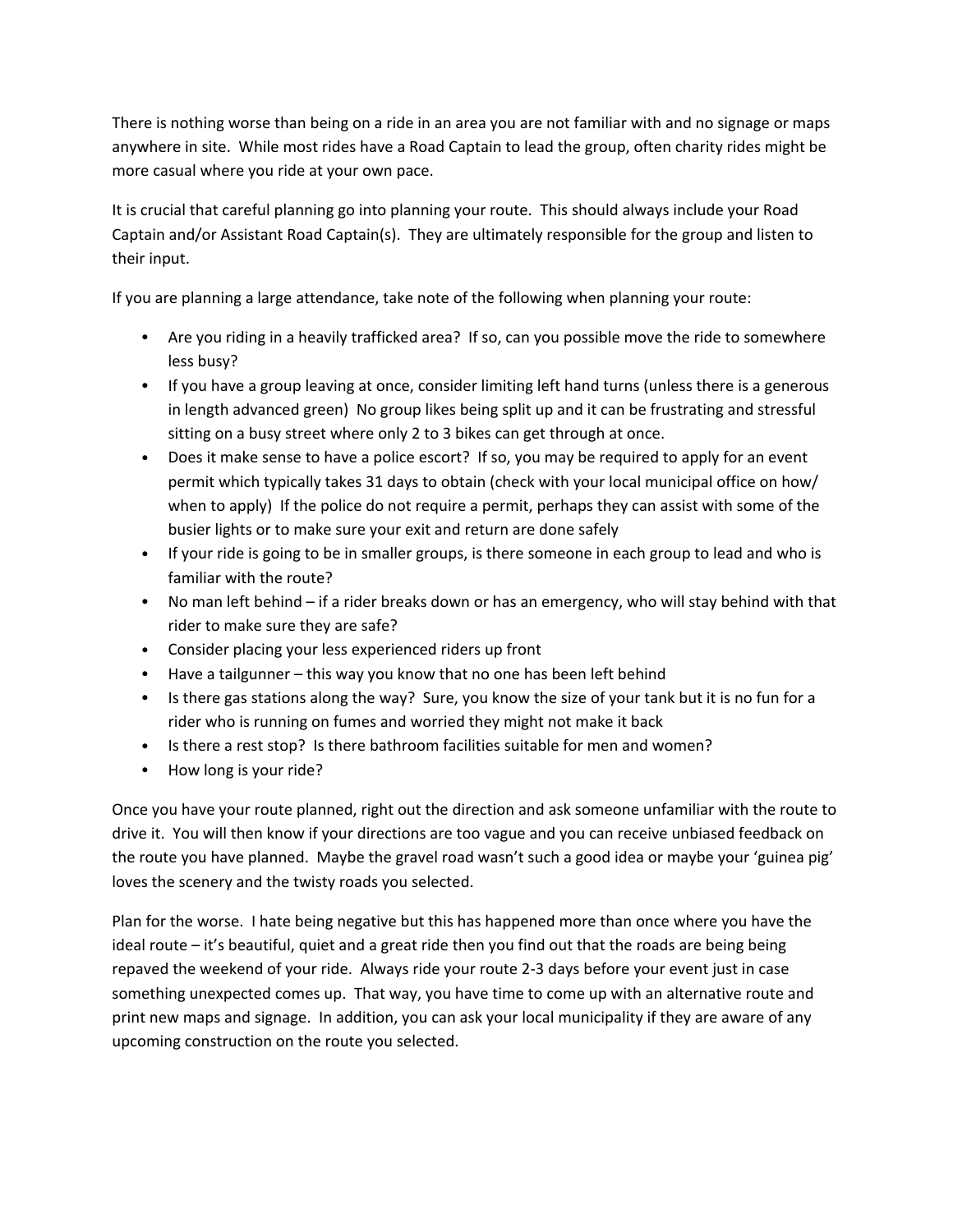There is nothing worse than being on a ride in an area you are not familiar with and no signage or maps anywhere in site. While most rides have a Road Captain to lead the group, often charity rides might be more casual where you ride at your own pace.

It is crucial that careful planning go into planning your route. This should always include your Road Captain and/or Assistant Road Captain(s). They are ultimately responsible for the group and listen to their input.

If you are planning a large attendance, take note of the following when planning your route:

- Are you riding in a heavily trafficked area? If so, can you possible move the ride to somewhere less busy?
- If you have a group leaving at once, consider limiting left hand turns (unless there is a generous in length advanced green) No group likes being split up and it can be frustrating and stressful sitting on a busy street where only 2 to 3 bikes can get through at once.
- Does it make sense to have a police escort? If so, you may be required to apply for an event permit which typically takes 31 days to obtain (check with your local municipal office on how/ when to apply) If the police do not require a permit, perhaps they can assist with some of the busier lights or to make sure your exit and return are done safely
- If your ride is going to be in smaller groups, is there someone in each group to lead and who is familiar with the route?
- No man left behind – if a rider breaks down or has an emergency, who will stay behind with that rider to make sure they are safe?
- Consider placing your less experienced riders up front
- Have a tailgunner – this way you know that no one has been left behind
- Is there gas stations along the way? Sure, you know the size of your tank but it is no fun for a rider who is running on fumes and worried they might not make it back
- Is there a rest stop? Is there bathroom facilities suitable for men and women?
- How long is your ride?

Once you have your route planned, right out the direction and ask someone unfamiliar with the route to drive it. You will then know if your directions are too vague and you can receive unbiased feedback on the route you have planned. Maybe the gravel road wasn't such a good idea or maybe your 'guinea pig' loves the scenery and the twisty roads you selected.

Plan for the worse. I hate being negative but this has happened more than once where you have the ideal route – it's beautiful, quiet and a great ride then you find out that the roads are being being repaved the weekend of your ride. Always ride your route 2-3 days before your event just in case something unexpected comes up. That way, you have time to come up with an alternative route and print new maps and signage. In addition, you can ask your local municipality if they are aware of any upcoming construction on the route you selected.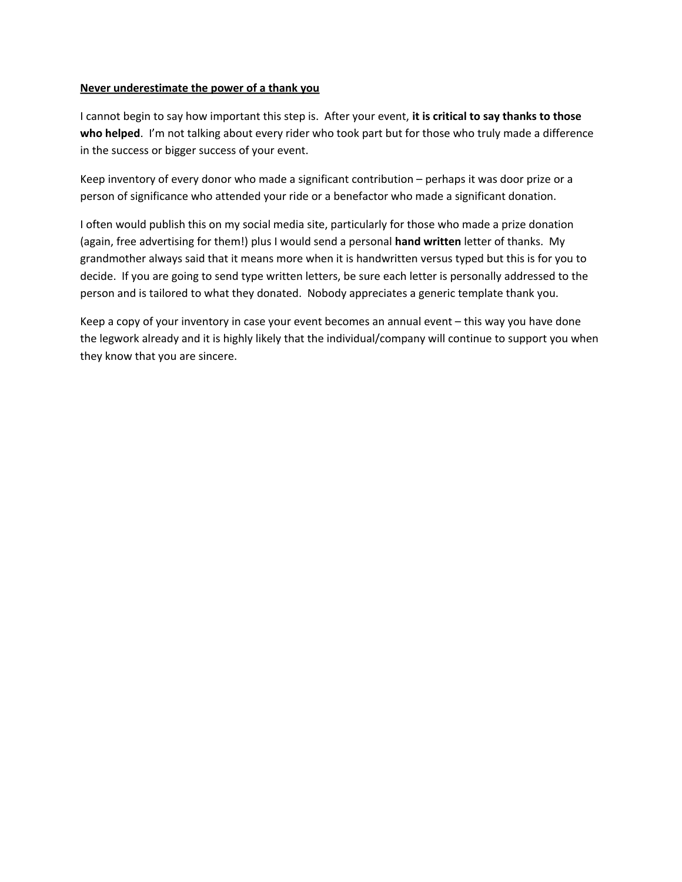**Never underestimate the power of a thank you**

I cannot begin to say how important this step is. After your event, **it is critical to say thanks to those who helped**. I'm not talking about every rider who took part but for those who truly made a difference in the success or bigger success of your event.

Keep inventory of every donor who made a significant contribution – perhaps it was door prize or a person of significance who attended your ride or a benefactor who made a significant donation.

I often would publish this on my social media site, particularly for those who made a prize donation (again, free advertising for them!) plus I would send a personal **hand written** letter of thanks. My grandmother always said that it means more when it is handwritten versus typed but this is for you to decide. If you are going to send type written letters, be sure each letter is personally addressed to the person and is tailored to what they donated. Nobody appreciates a generic template thank you.

Keep a copy of your inventory in case your event becomes an annual event – this way you have done the legwork already and it is highly likely that the individual/company will continue to support you when they know that you are sincere.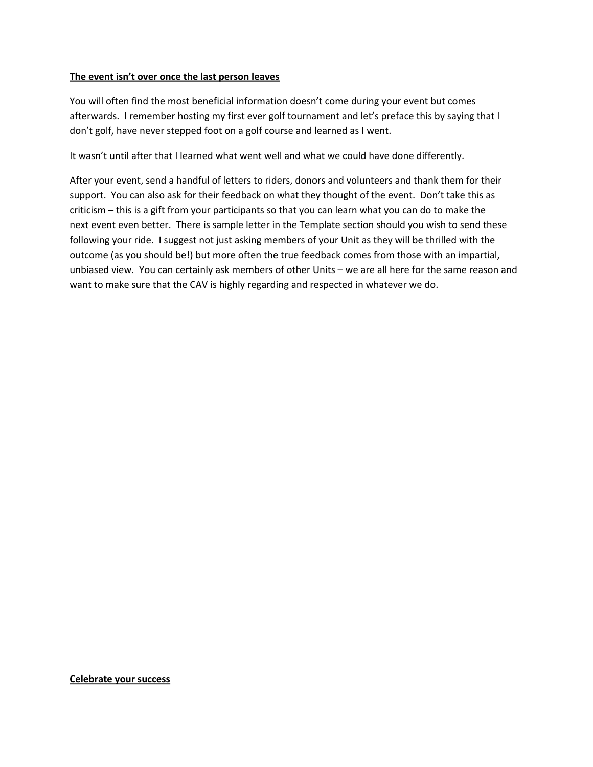**<u>The event isn't over once the last person leaves</u>**

You will often find the most beneficial information doesn't come during your event but comes afterwards. I remember hosting my first ever golf tournament and let's preface this by saying that I don't golf, have never stepped foot on a golf course and learned as I went.

It wasn't until after that I learned what went well and what we could have done differently.

After your event, send a handful of letters to riders, donors and volunteers and thank them for their support. You can also ask for their feedback on what they thought of the event. Don't take this as criticism – this is a gift from your participants so that you can learn what you can do to make the next event even better. There is sample letter in the Template section should you wish to send these following your ride. I suggest not just asking members of your Unit as they will be thrilled with the outcome (as you should be!) but more often the true feedback comes from those with an impartial, unbiased view. You can certainly ask members of other Units – we are all here for the same reason and want to make sure that the CAV is highly regarding and respected in whatever we do.

**<u>Celebrate your success</u>**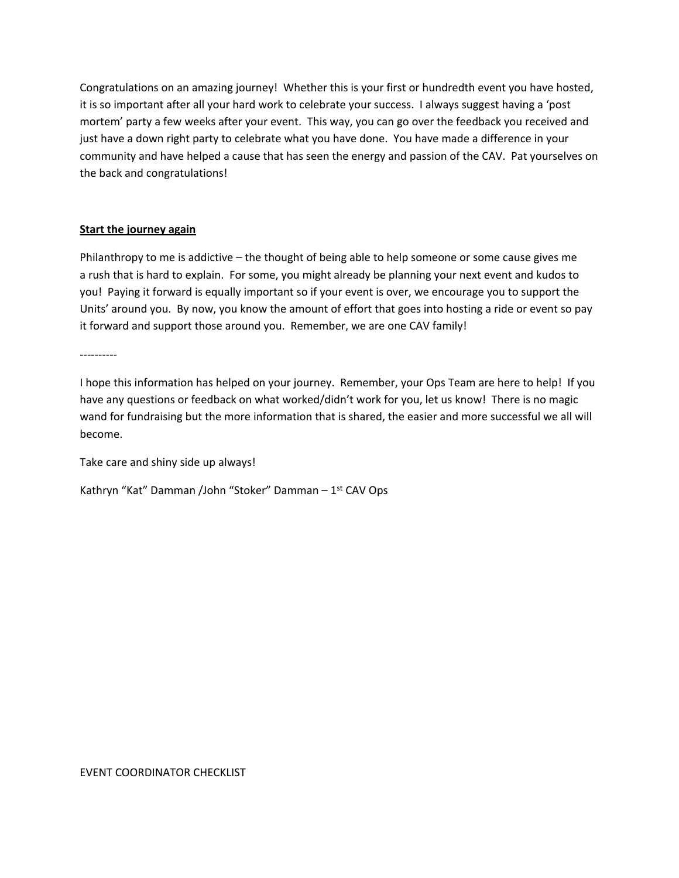Congratulations on an amazing journey! Whether this is your first or hundredth event you have hosted, it is so important after all your hard work to celebrate your success. I always suggest having a 'post mortem' party a few weeks after your event. This way, you can go over the feedback you received and just have a down right party to celebrate what you have done. You have made a difference in your community and have helped a cause that has seen the energy and passion of the CAV. Pat yourselves on the back and congratulations!

**Start the journey again**

Philanthropy to me is addictive – the thought of being able to help someone or some cause gives me a rush that is hard to explain. For some, you might already be planning your next event and kudos to you! Paying it forward is equally important so if your event is over, we encourage you to support the Units' around you. By now, you know the amount of effort that goes into hosting a ride or event so pay it forward and support those around you. Remember, we are one CAV family!

----------

I hope this information has helped on your journey. Remember, your Ops Team are here to help! If you have any questions or feedback on what worked/didn't work for you, let us know! There is no magic wand for fundraising but the more information that is shared, the easier and more successful we all will become.

Take care and shiny side up always!

Kathryn "Kat" Damman /John "Stoker" Damman – 1st CAV Ops

EVENT COORDINATOR CHECKLIST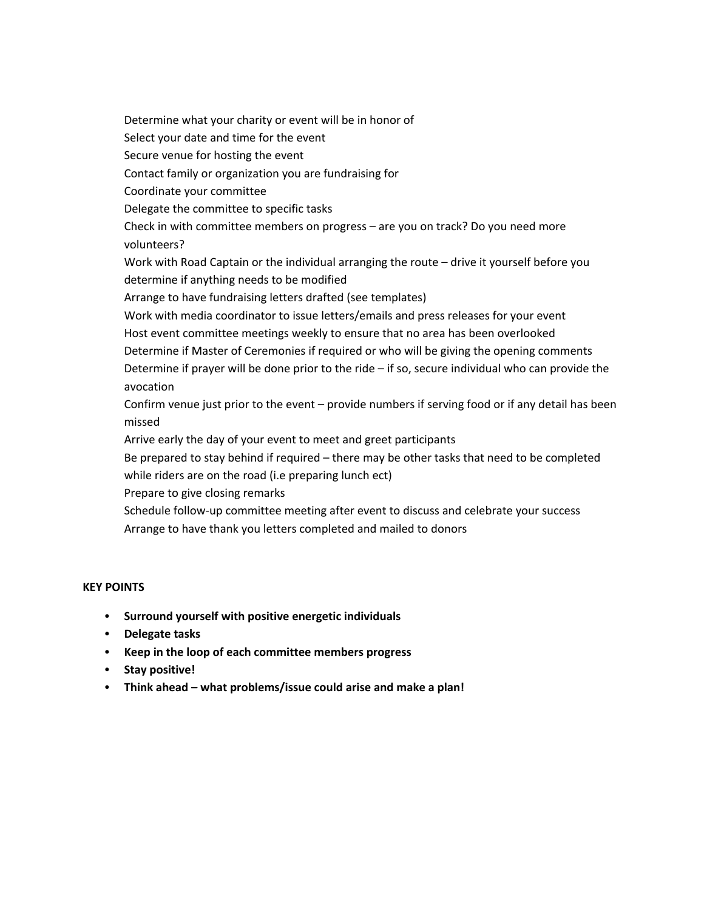Determine what your charity or event will be in honor of

Select your date and time for the event

Secure venue for hosting the event

Contact family or organization you are fundraising for

Coordinate your committee

Delegate the committee to specific tasks

Check in with committee members on progress – are you on track? Do you need more volunteers?

Work with Road Captain or the individual arranging the route – drive it yourself before you determine if anything needs to be modified

Arrange to have fundraising letters drafted (see templates)

Work with media coordinator to issue letters/emails and press releases for your event

Host event committee meetings weekly to ensure that no area has been overlooked

Determine if Master of Ceremonies if required or who will be giving the opening comments

Determine if prayer will be done prior to the ride – if so, secure individual who can provide the avocation

Confirm venue just prior to the event – provide numbers if serving food or if any detail has been missed

Arrive early the day of your event to meet and greet participants

Be prepared to stay behind if required – there may be other tasks that need to be completed while riders are on the road (i.e preparing lunch ect)

Prepare to give closing remarks

Schedule follow-up committee meeting after event to discuss and celebrate your success

Arrange to have thank you letters completed and mailed to donors

**KEY POINTS**

- **Surround yourself with positive energetic individuals**
- **Delegate tasks**
- **Keep in the loop of each committee members progress**
- **Stay positive!**
- **Think ahead – what problems/issue could arise and make a plan!**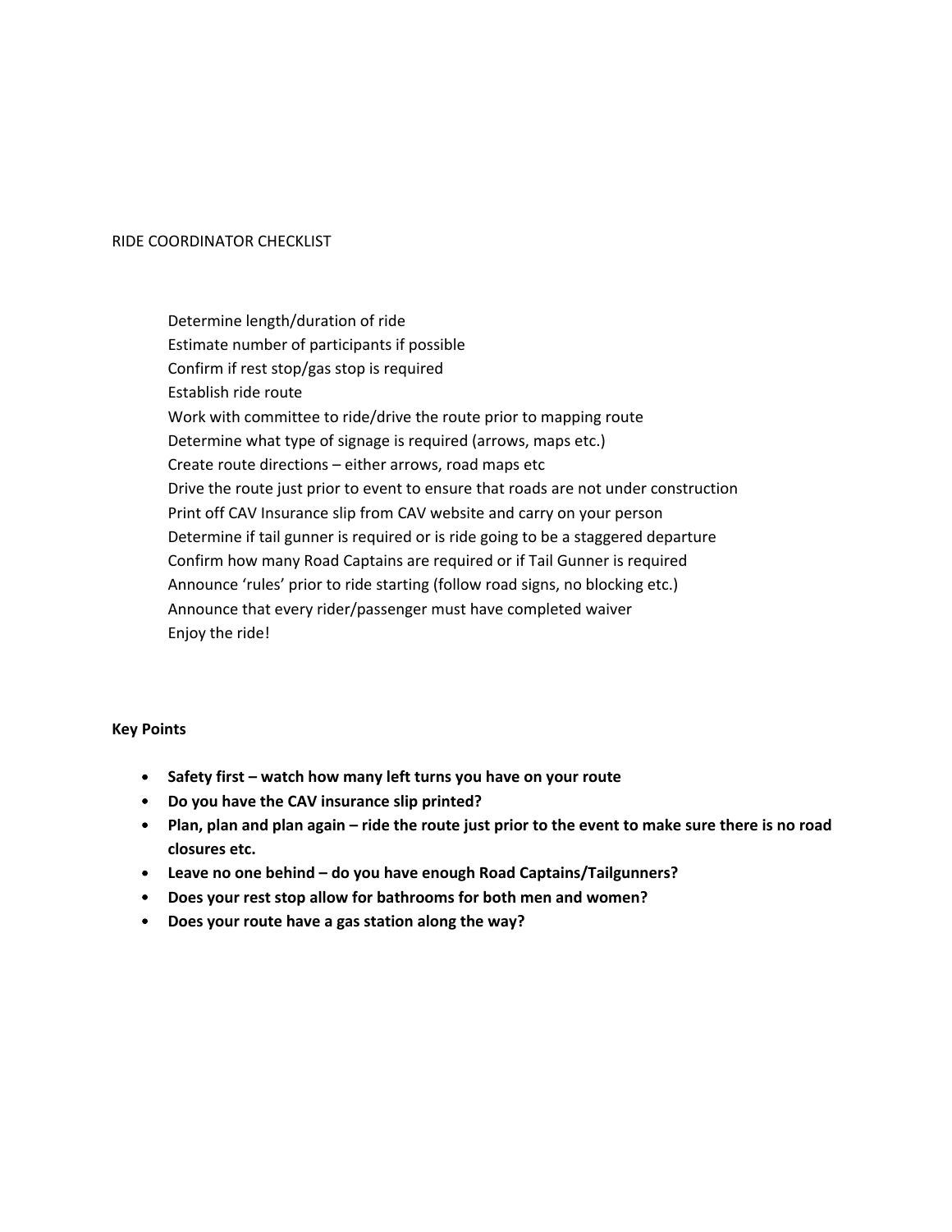RIDE COORDINATOR CHECKLIST

Determine length/duration of ride
Estimate number of participants if possible
Confirm if rest stop/gas stop is required
Establish ride route
Work with committee to ride/drive the route prior to mapping route
Determine what type of signage is required (arrows, maps etc.)
Create route directions – either arrows, road maps etc
Drive the route just prior to event to ensure that roads are not under construction
Print off CAV Insurance slip from CAV website and carry on your person
Determine if tail gunner is required or is ride going to be a staggered departure
Confirm how many Road Captains are required or if Tail Gunner is required
Announce 'rules' prior to ride starting (follow road signs, no blocking etc.)
Announce that every rider/passenger must have completed waiver
Enjoy the ride!

**Key Points**

- **Safety first – watch how many left turns you have on your route**
- **Do you have the CAV insurance slip printed?**
- **Plan, plan and plan again – ride the route just prior to the event to make sure there is no road closures etc.**
- **Leave no one behind – do you have enough Road Captains/Tailgunners?**
- **Does your rest stop allow for bathrooms for both men and women?**
- **Does your route have a gas station along the way?**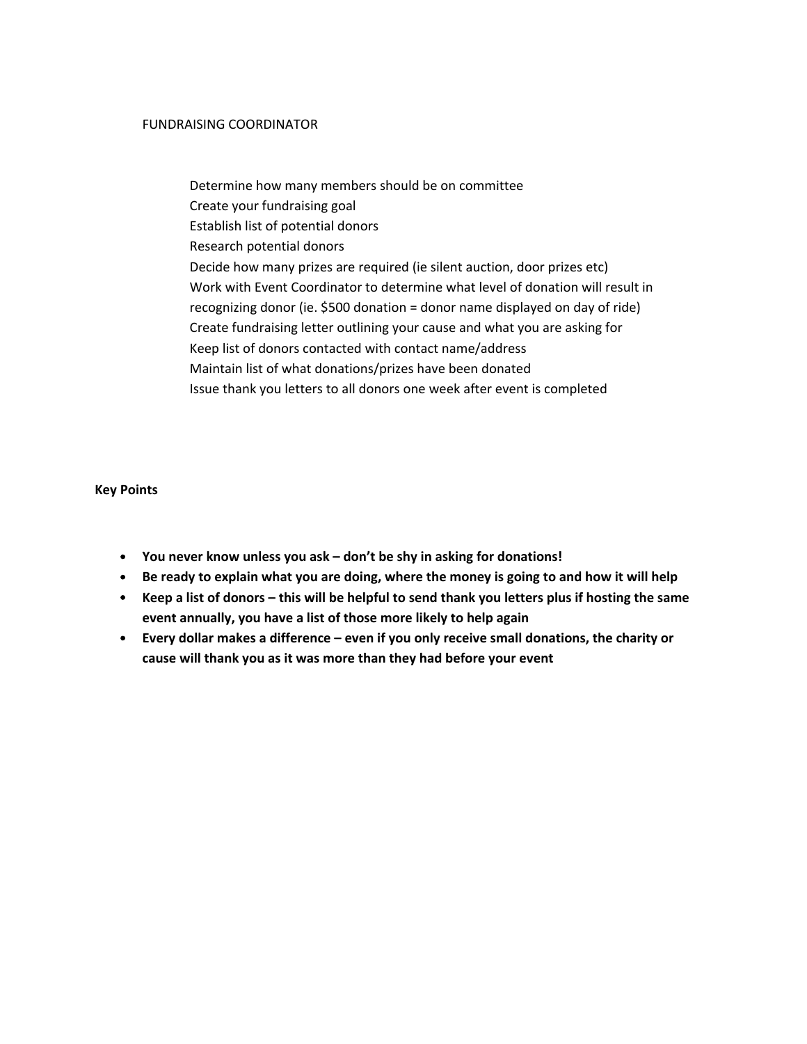## FUNDRAISING COORDINATOR

Determine how many members should be on committee
Create your fundraising goal
Establish list of potential donors
Research potential donors
Decide how many prizes are required (ie silent auction, door prizes etc)
Work with Event Coordinator to determine what level of donation will result in recognizing donor (ie. $500 donation = donor name displayed on day of ride)
Create fundraising letter outlining your cause and what you are asking for
Keep list of donors contacted with contact name/address
Maintain list of what donations/prizes have been donated
Issue thank you letters to all donors one week after event is completed

**Key Points**

- **You never know unless you ask – don't be shy in asking for donations!**
- **Be ready to explain what you are doing, where the money is going to and how it will help**
- **Keep a list of donors – this will be helpful to send thank you letters plus if hosting the same event annually, you have a list of those more likely to help again**
- **Every dollar makes a difference – even if you only receive small donations, the charity or cause will thank you as it was more than they had before your event**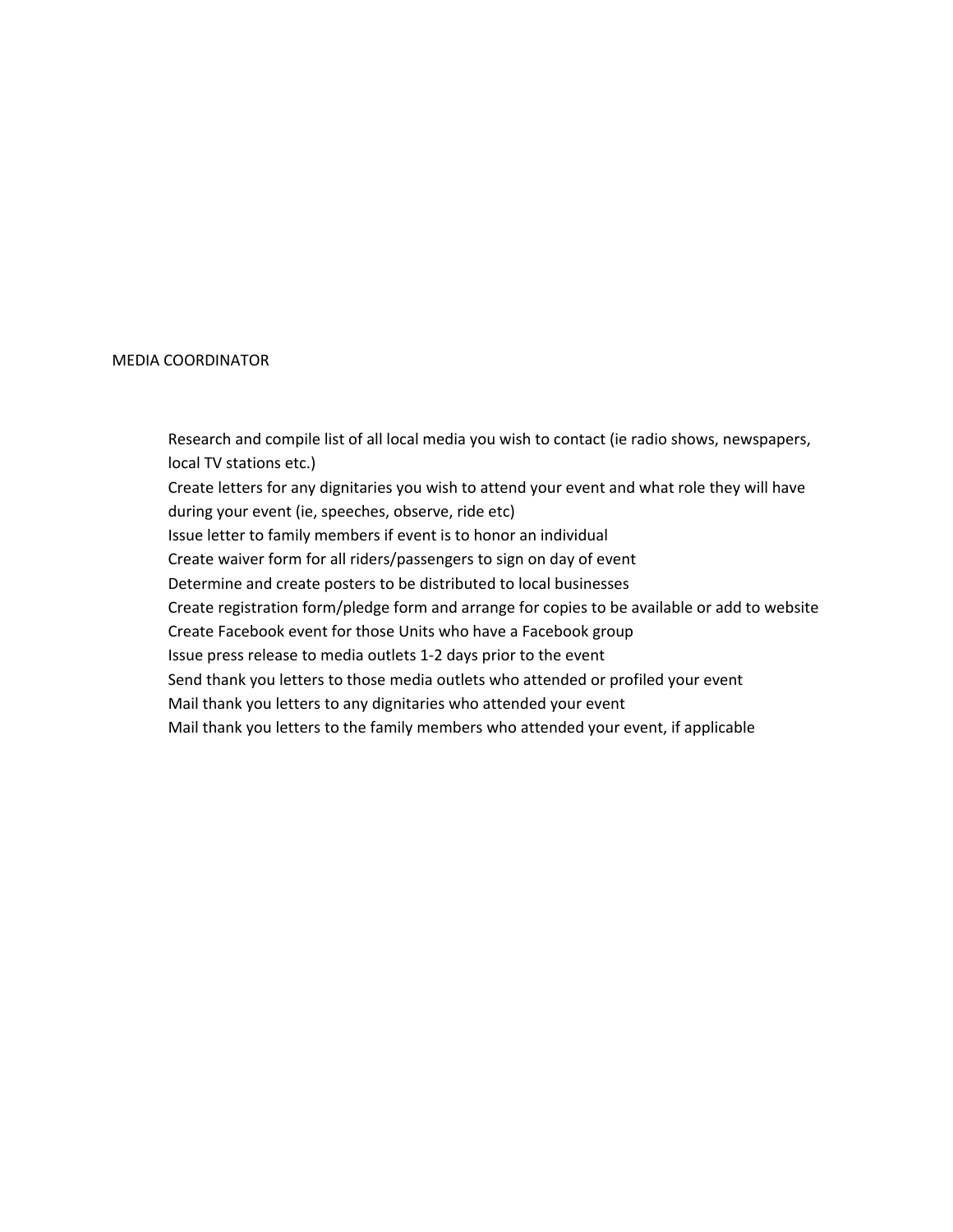## MEDIA COORDINATOR

- Research and compile list of all local media you wish to contact (ie radio shows, newspapers, local TV stations etc.)
- Create letters for any dignitaries you wish to attend your event and what role they will have during your event (ie, speeches, observe, ride etc)
- Issue letter to family members if event is to honor an individual
- Create waiver form for all riders/passengers to sign on day of event
- Determine and create posters to be distributed to local businesses
- Create registration form/pledge form and arrange for copies to be available or add to website
- Create Facebook event for those Units who have a Facebook group
- Issue press release to media outlets 1-2 days prior to the event
- Send thank you letters to those media outlets who attended or profiled your event
- Mail thank you letters to any dignitaries who attended your event
- Mail thank you letters to the family members who attended your event, if applicable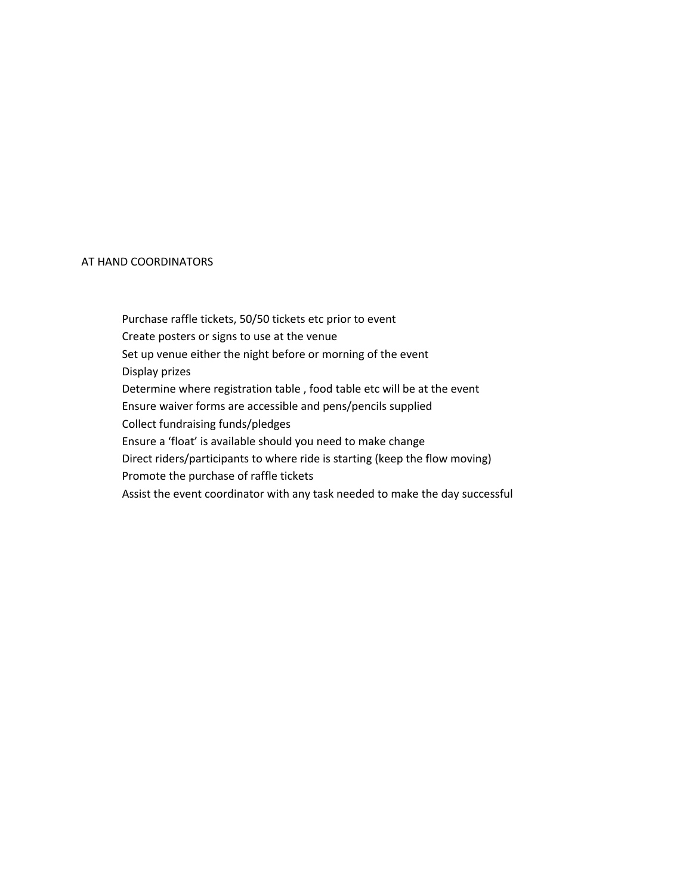## AT HAND COORDINATORS

- Purchase raffle tickets, 50/50 tickets etc prior to event
- Create posters or signs to use at the venue
- Set up venue either the night before or morning of the event
- Display prizes
- Determine where registration table , food table etc will be at the event
- Ensure waiver forms are accessible and pens/pencils supplied
- Collect fundraising funds/pledges
- Ensure a ‘float’ is available should you need to make change
- Direct riders/participants to where ride is starting (keep the flow moving)
- Promote the purchase of raffle tickets
- Assist the event coordinator with any task needed to make the day successful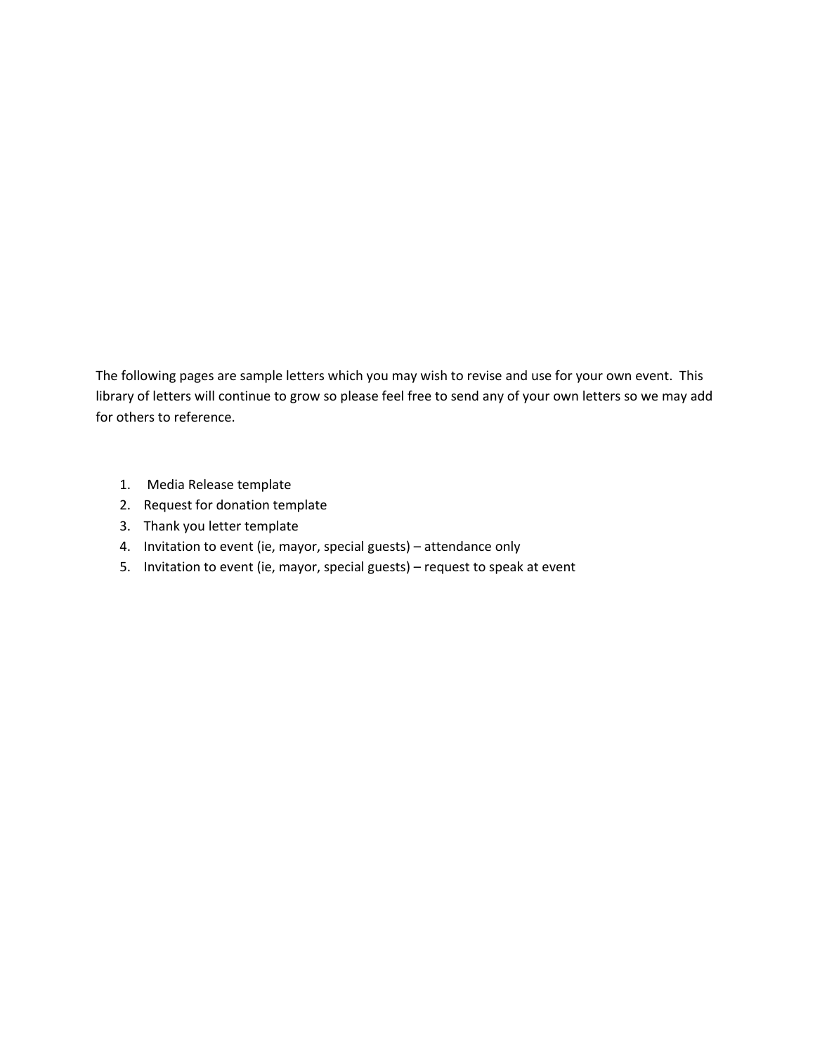The following pages are sample letters which you may wish to revise and use for your own event. This library of letters will continue to grow so please feel free to send any of your own letters so we may add for others to reference.

1. Media Release template
2. Request for donation template
3. Thank you letter template
4. Invitation to event (ie, mayor, special guests) – attendance only
5. Invitation to event (ie, mayor, special guests) – request to speak at event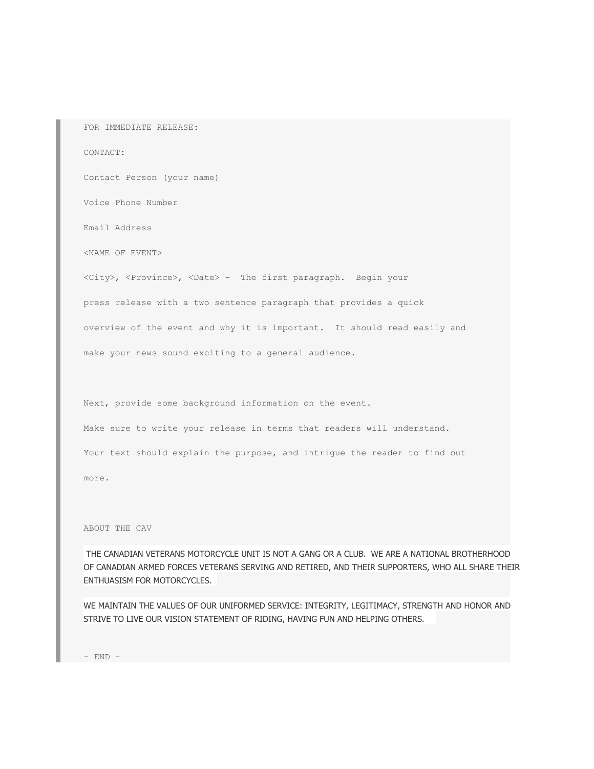FOR IMMEDIATE RELEASE:

CONTACT:

Contact Person (your name)

Voice Phone Number

Email Address

<NAME OF EVENT>

<City>, <Province>, <Date> - The first paragraph. Begin your press release with a two sentence paragraph that provides a quick overview of the event and why it is important. It should read easily and make your news sound exciting to a general audience.

Next, provide some background information on the event. Make sure to write your release in terms that readers will understand. Your text should explain the purpose, and intrigue the reader to find out more.

ABOUT THE CAV

THE CANADIAN VETERANS MOTORCYCLE UNIT IS NOT A GANG OR A CLUB. WE ARE A NATIONAL BROTHERHOOD OF CANADIAN ARMED FORCES VETERANS SERVING AND RETIRED, AND THEIR SUPPORTERS, WHO ALL SHARE THEIR ENTHUASISM FOR MOTORCYCLES.

WE MAINTAIN THE VALUES OF OUR UNIFORMED SERVICE: INTEGRITY, LEGITIMACY, STRENGTH AND HONOR AND STRIVE TO LIVE OUR VISION STATEMENT OF RIDING, HAVING FUN AND HELPING OTHERS.

- END -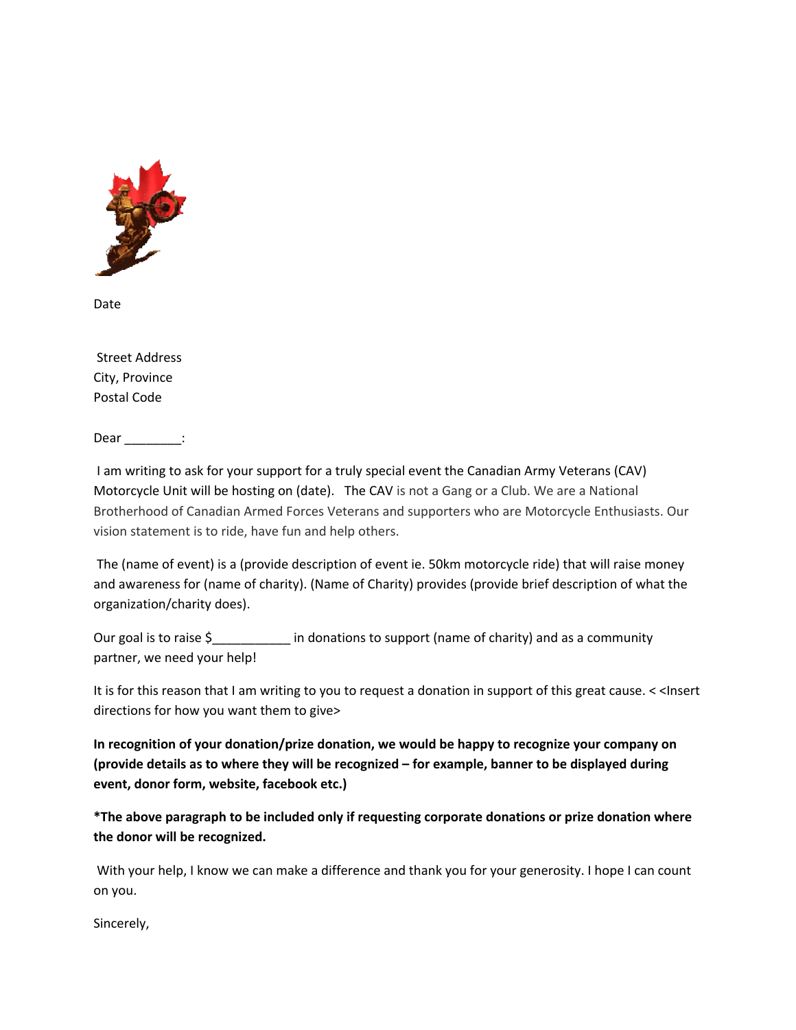Date

Street Address
City, Province
Postal Code

Dear ________:

I am writing to ask for your support for a truly special event the Canadian Army Veterans (CAV) Motorcycle Unit will be hosting on (date). The CAV is not a Gang or a Club. We are a National Brotherhood of Canadian Armed Forces Veterans and supporters who are Motorcycle Enthusiasts. Our vision statement is to ride, have fun and help others.

The (name of event) is a (provide description of event ie. 50km motorcycle ride) that will raise money and awareness for (name of charity). (Name of Charity) provides (provide brief description of what the organization/charity does).

Our goal is to raise $___________ in donations to support (name of charity) and as a community partner, we need your help!

It is for this reason that I am writing to you to request a donation in support of this great cause. < <Insert directions for how you want them to give>

**In recognition of your donation/prize donation, we would be happy to recognize your company on (provide details as to where they will be recognized – for example, banner to be displayed during event, donor form, website, facebook etc.)**

***The above paragraph to be included only if requesting corporate donations or prize donation where the donor will be recognized.**

With your help, I know we can make a difference and thank you for your generosity. I hope I can count on you.

Sincerely,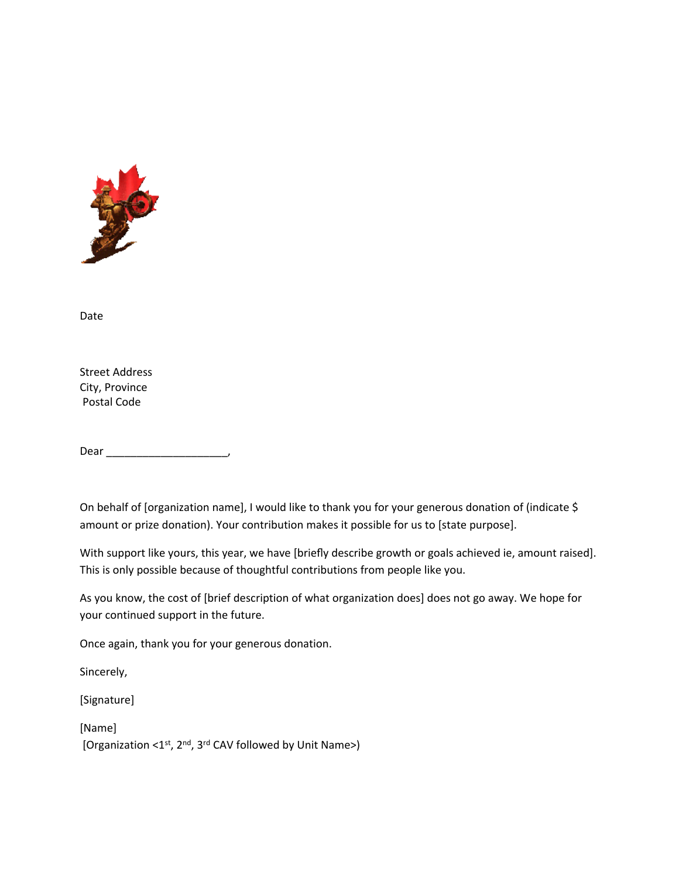Date

Street Address
City, Province
Postal Code

Dear ____________________,

On behalf of [organization name], I would like to thank you for your generous donation of (indicate $ amount or prize donation). Your contribution makes it possible for us to [state purpose].

With support like yours, this year, we have [briefly describe growth or goals achieved ie, amount raised]. This is only possible because of thoughtful contributions from people like you.

As you know, the cost of [brief description of what organization does] does not go away. We hope for your continued support in the future.

Once again, thank you for your generous donation.

Sincerely,

[Signature]

[Name]
[Organization <1st, 2nd, 3rd CAV followed by Unit Name>)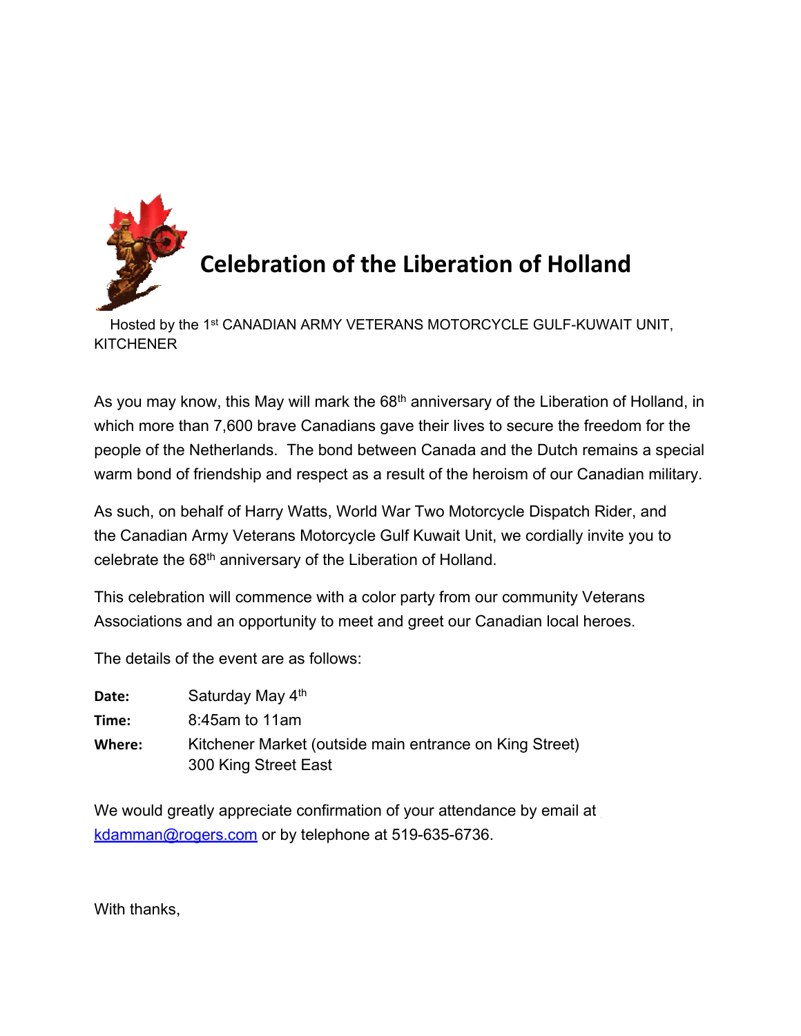# Celebration of the Liberation of Holland

Hosted by the 1st CANADIAN ARMY VETERANS MOTORCYCLE GULF-KUWAIT UNIT, KITCHENER

As you may know, this May will mark the 68th anniversary of the Liberation of Holland, in which more than 7,600 brave Canadians gave their lives to secure the freedom for the people of the Netherlands. The bond between Canada and the Dutch remains a special warm bond of friendship and respect as a result of the heroism of our Canadian military.

As such, on behalf of Harry Watts, World War Two Motorcycle Dispatch Rider, and the Canadian Army Veterans Motorcycle Gulf Kuwait Unit, we cordially invite you to celebrate the 68th anniversary of the Liberation of Holland.

This celebration will commence with a color party from our community Veterans Associations and an opportunity to meet and greet our Canadian local heroes.

The details of the event are as follows:

**Date:** Saturday May 4th

**Time:** 8:45am to 11am

**Where:** Kitchener Market (outside main entrance on King Street)
300 King Street East

We would greatly appreciate confirmation of your attendance by email at kdamman@rogers.com or by telephone at 519-635-6736.

With thanks,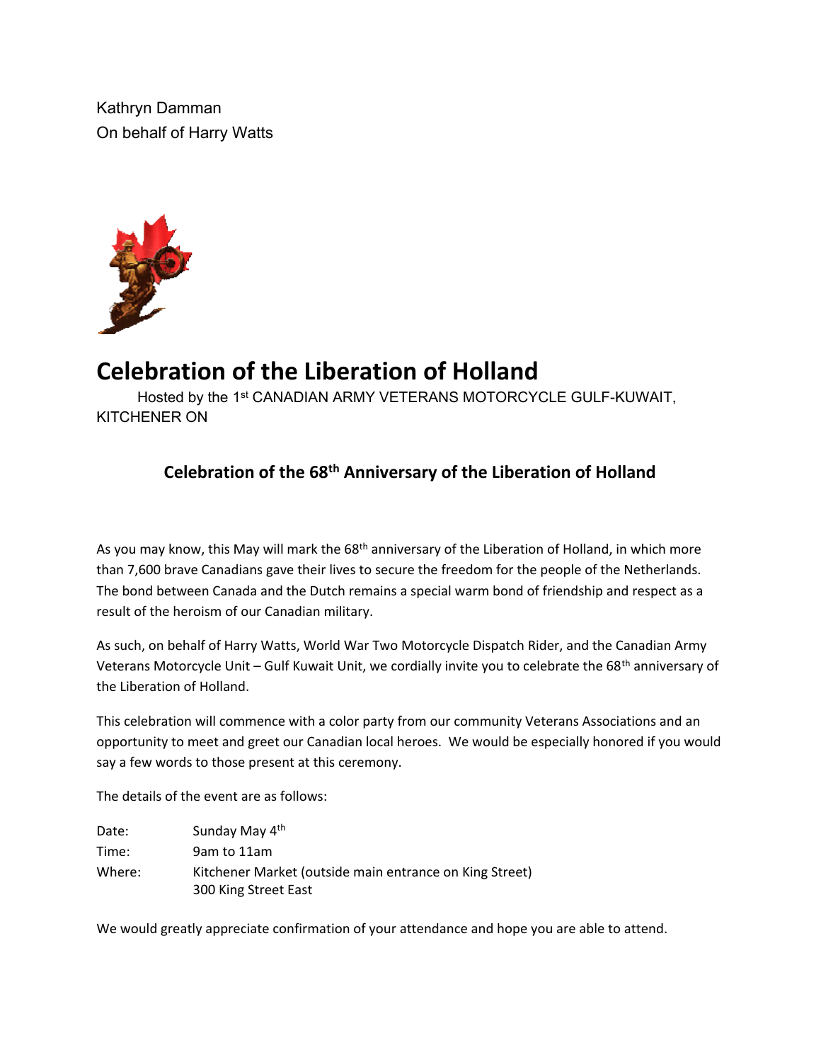Kathryn Damman
On behalf of Harry Watts

# Celebration of the Liberation of Holland

Hosted by the 1st CANADIAN ARMY VETERANS MOTORCYCLE GULF-KUWAIT, KITCHENER ON

## Celebration of the 68th Anniversary of the Liberation of Holland

As you may know, this May will mark the 68th anniversary of the Liberation of Holland, in which more than 7,600 brave Canadians gave their lives to secure the freedom for the people of the Netherlands. The bond between Canada and the Dutch remains a special warm bond of friendship and respect as a result of the heroism of our Canadian military.

As such, on behalf of Harry Watts, World War Two Motorcycle Dispatch Rider, and the Canadian Army Veterans Motorcycle Unit – Gulf Kuwait Unit, we cordially invite you to celebrate the 68th anniversary of the Liberation of Holland.

This celebration will commence with a color party from our community Veterans Associations and an opportunity to meet and greet our Canadian local heroes. We would be especially honored if you would say a few words to those present at this ceremony.

The details of the event are as follows:

Date: Sunday May 4th
Time: 9am to 11am
Where: Kitchener Market (outside main entrance on King Street)
300 King Street East

We would greatly appreciate confirmation of your attendance and hope you are able to attend.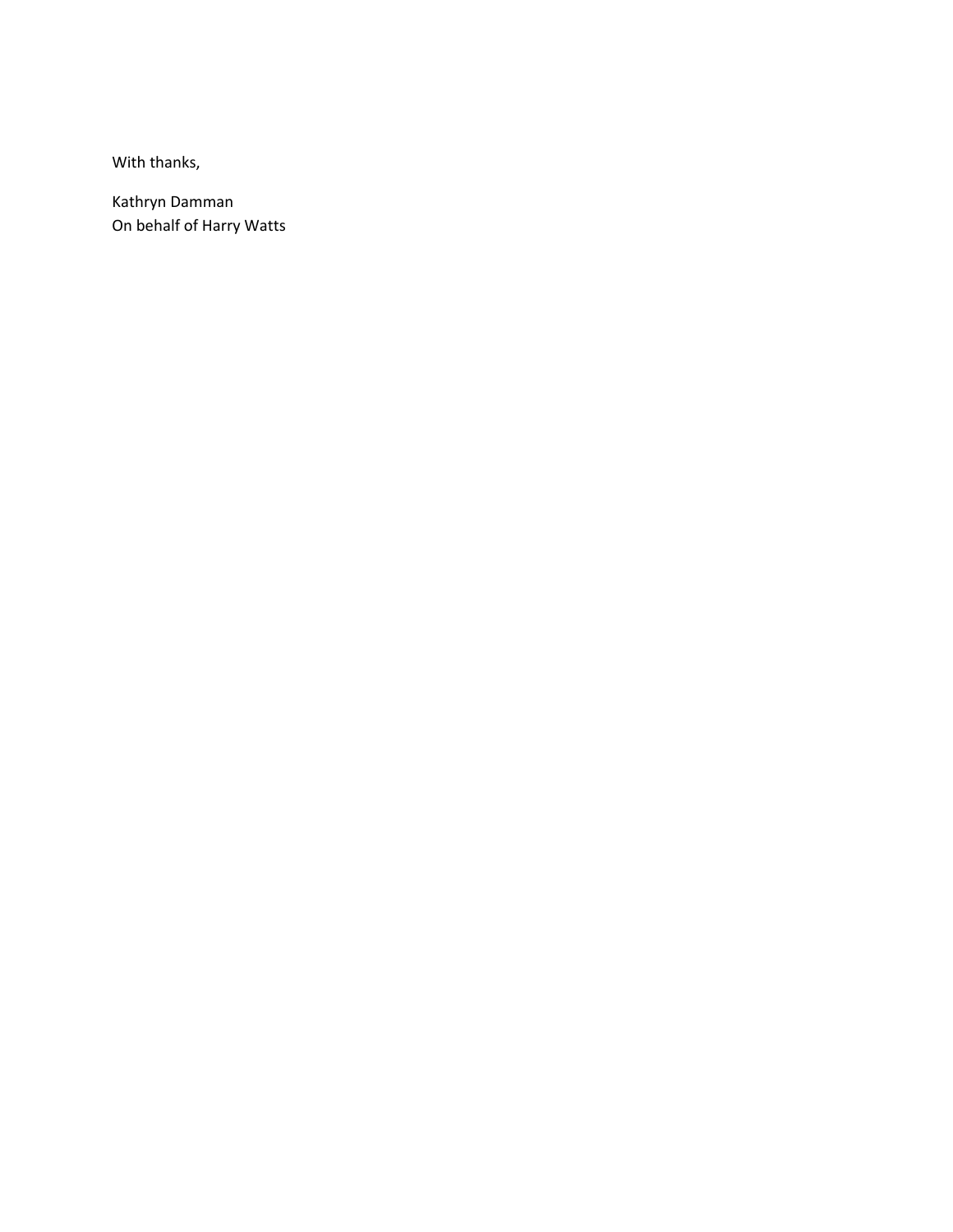With thanks,

Kathryn Damman
On behalf of Harry Watts